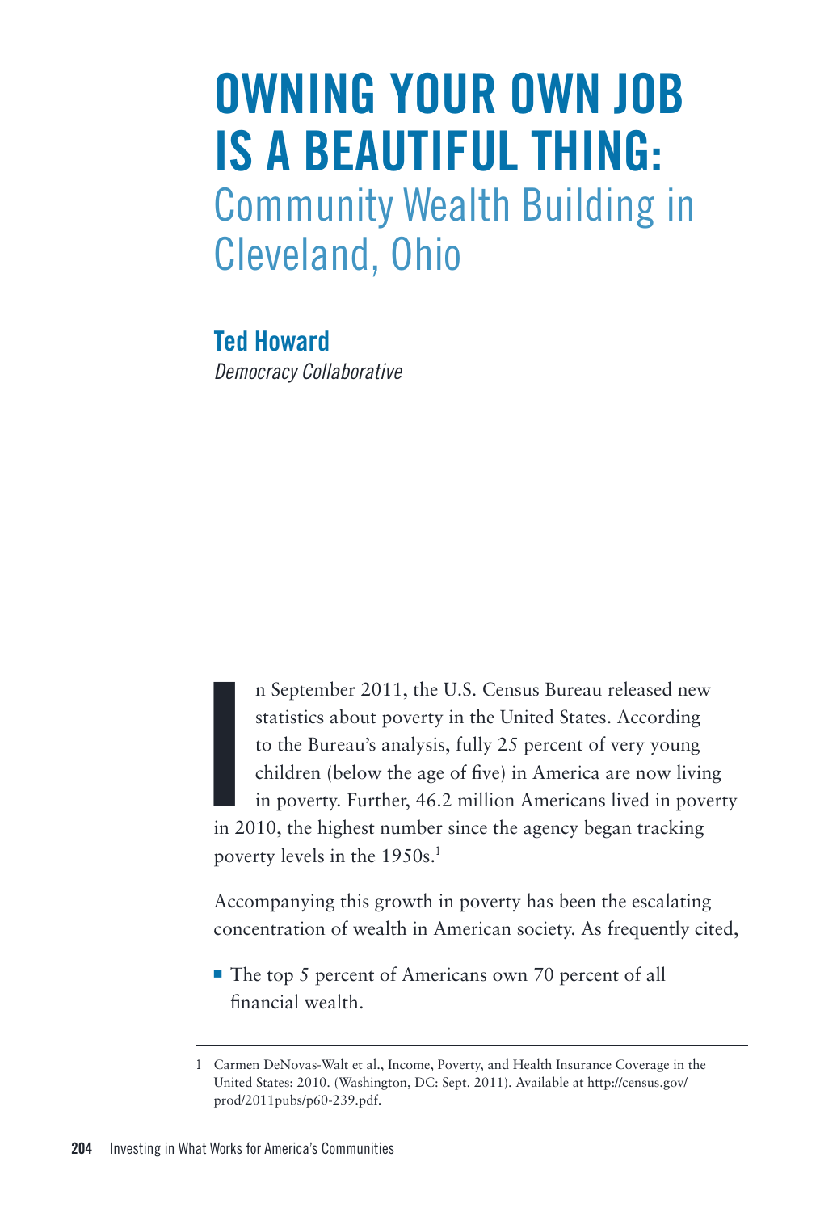# OWNING YOUR OWN JOB IS A BEAUTIFUL THING: Community Wealth Building in Cleveland, Ohio

**Ted Howard**

*Democracy Collaborative*

In September 2011, the U.S. Census Bureau released new statistics about poverty in the United States. According to the Bureau's analysis, fully 25 percent of very young children (below the age of five) in America are now living in poverty. Further, 46.2 million Americans lived in poverty in 2010, the highest number since the agency began tracking poverty levels in the 1950s.[1]

Accompanying this growth in poverty has been the escalating concentration of wealth in American society. As frequently cited,

- The top 5 percent of Americans own 70 percent of all financial wealth.

---

1 Carmen DeNovas-Walt et al., Income, Poverty, and Health Insurance Coverage in the United States: 2010. (Washington, DC: Sept. 2011). Available at http://census.gov/prod/2011pubs/p60-239.pdf.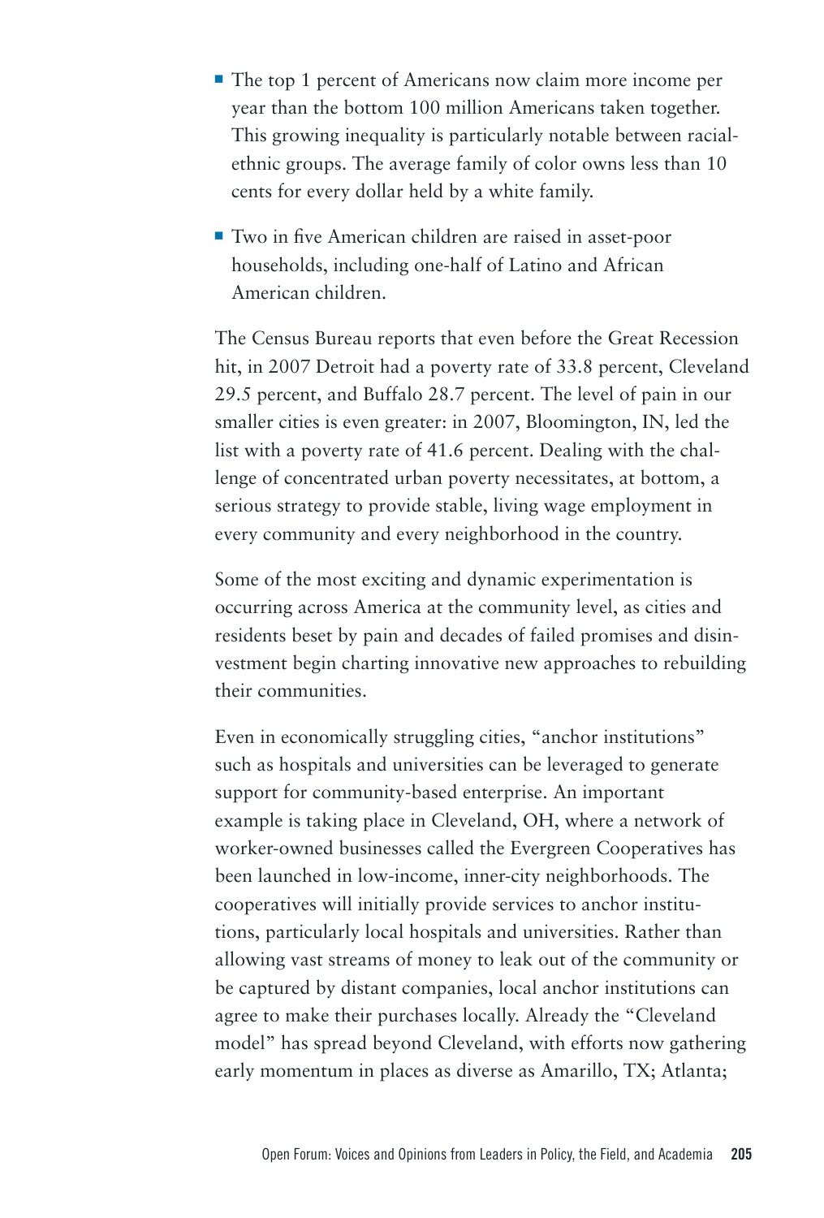- The top 1 percent of Americans now claim more income per year than the bottom 100 million Americans taken together. This growing inequality is particularly notable between racial-ethnic groups. The average family of color owns less than 10 cents for every dollar held by a white family.

- Two in five American children are raised in asset-poor households, including one-half of Latino and African American children.

The Census Bureau reports that even before the Great Recession hit, in 2007 Detroit had a poverty rate of 33.8 percent, Cleveland 29.5 percent, and Buffalo 28.7 percent. The level of pain in our smaller cities is even greater: in 2007, Bloomington, IN, led the list with a poverty rate of 41.6 percent. Dealing with the challenge of concentrated urban poverty necessitates, at bottom, a serious strategy to provide stable, living wage employment in every community and every neighborhood in the country.

Some of the most exciting and dynamic experimentation is occurring across America at the community level, as cities and residents beset by pain and decades of failed promises and disinvestment begin charting innovative new approaches to rebuilding their communities.

Even in economically struggling cities, "anchor institutions" such as hospitals and universities can be leveraged to generate support for community-based enterprise. An important example is taking place in Cleveland, OH, where a network of worker-owned businesses called the Evergreen Cooperatives has been launched in low-income, inner-city neighborhoods. The cooperatives will initially provide services to anchor institutions, particularly local hospitals and universities. Rather than allowing vast streams of money to leak out of the community or be captured by distant companies, local anchor institutions can agree to make their purchases locally. Already the "Cleveland model" has spread beyond Cleveland, with efforts now gathering early momentum in places as diverse as Amarillo, TX; Atlanta;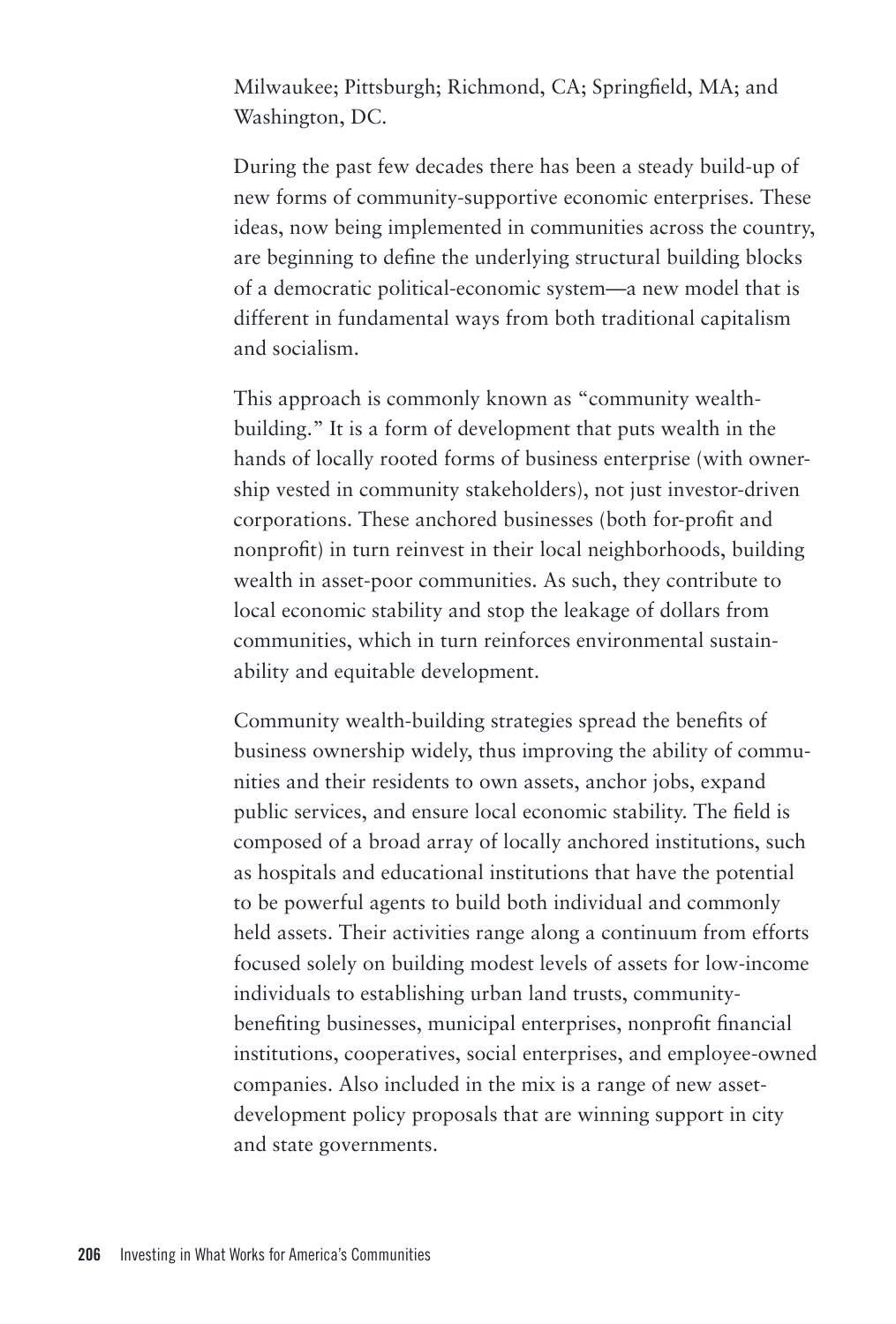Milwaukee; Pittsburgh; Richmond, CA; Springfield, MA; and Washington, DC.

During the past few decades there has been a steady build-up of new forms of community-supportive economic enterprises. These ideas, now being implemented in communities across the country, are beginning to define the underlying structural building blocks of a democratic political-economic system—a new model that is different in fundamental ways from both traditional capitalism and socialism.

This approach is commonly known as "community wealth-building." It is a form of development that puts wealth in the hands of locally rooted forms of business enterprise (with ownership vested in community stakeholders), not just investor-driven corporations. These anchored businesses (both for-profit and nonprofit) in turn reinvest in their local neighborhoods, building wealth in asset-poor communities. As such, they contribute to local economic stability and stop the leakage of dollars from communities, which in turn reinforces environmental sustainability and equitable development.

Community wealth-building strategies spread the benefits of business ownership widely, thus improving the ability of communities and their residents to own assets, anchor jobs, expand public services, and ensure local economic stability. The field is composed of a broad array of locally anchored institutions, such as hospitals and educational institutions that have the potential to be powerful agents to build both individual and commonly held assets. Their activities range along a continuum from efforts focused solely on building modest levels of assets for low-income individuals to establishing urban land trusts, community-benefiting businesses, municipal enterprises, nonprofit financial institutions, cooperatives, social enterprises, and employee-owned companies. Also included in the mix is a range of new asset-development policy proposals that are winning support in city and state governments.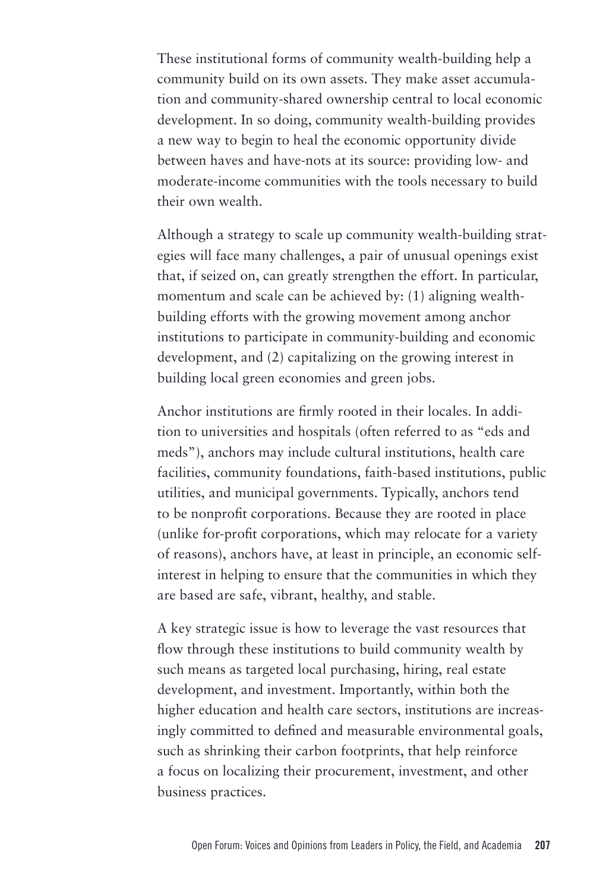These institutional forms of community wealth-building help a community build on its own assets. They make asset accumulation and community-shared ownership central to local economic development. In so doing, community wealth-building provides a new way to begin to heal the economic opportunity divide between haves and have-nots at its source: providing low- and moderate-income communities with the tools necessary to build their own wealth.

Although a strategy to scale up community wealth-building strategies will face many challenges, a pair of unusual openings exist that, if seized on, can greatly strengthen the effort. In particular, momentum and scale can be achieved by: (1) aligning wealth-building efforts with the growing movement among anchor institutions to participate in community-building and economic development, and (2) capitalizing on the growing interest in building local green economies and green jobs.

Anchor institutions are firmly rooted in their locales. In addition to universities and hospitals (often referred to as "eds and meds"), anchors may include cultural institutions, health care facilities, community foundations, faith-based institutions, public utilities, and municipal governments. Typically, anchors tend to be nonprofit corporations. Because they are rooted in place (unlike for-profit corporations, which may relocate for a variety of reasons), anchors have, at least in principle, an economic self-interest in helping to ensure that the communities in which they are based are safe, vibrant, healthy, and stable.

A key strategic issue is how to leverage the vast resources that flow through these institutions to build community wealth by such means as targeted local purchasing, hiring, real estate development, and investment. Importantly, within both the higher education and health care sectors, institutions are increasingly committed to defined and measurable environmental goals, such as shrinking their carbon footprints, that help reinforce a focus on localizing their procurement, investment, and other business practices.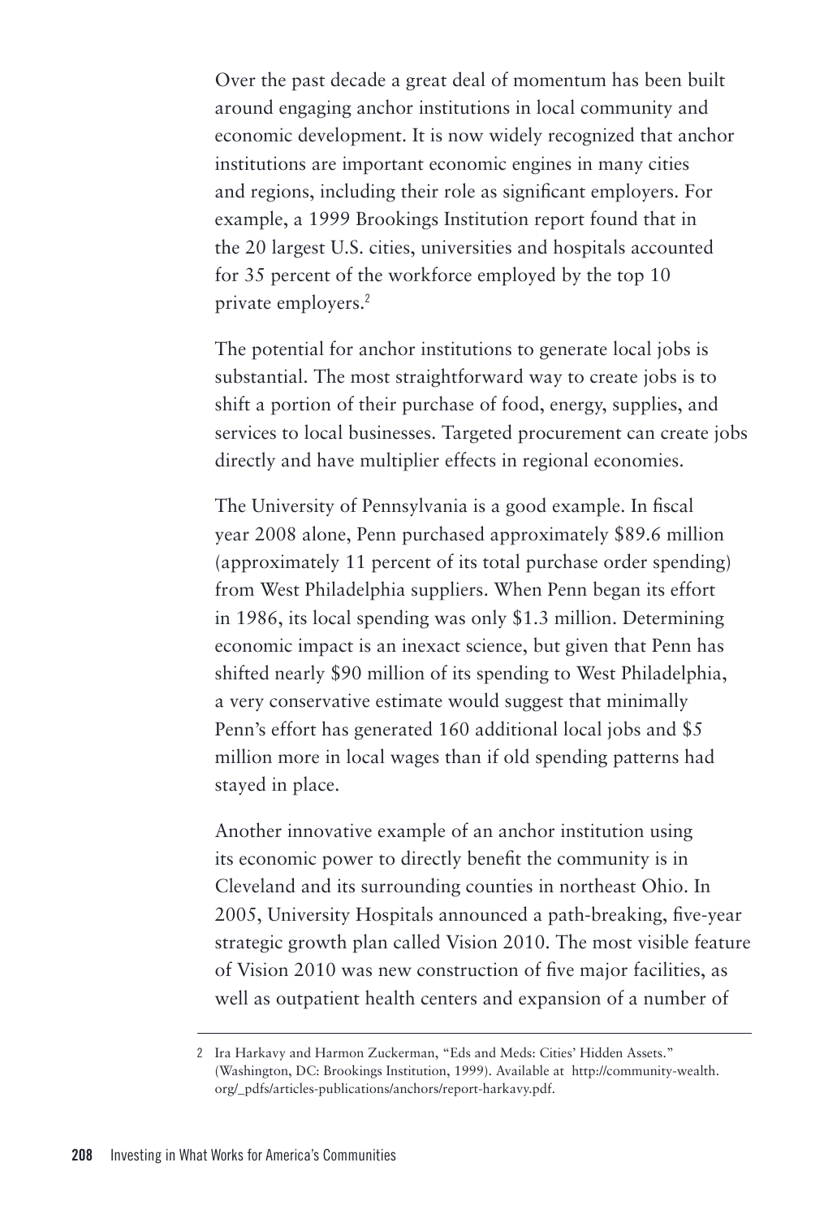Over the past decade a great deal of momentum has been built around engaging anchor institutions in local community and economic development. It is now widely recognized that anchor institutions are important economic engines in many cities and regions, including their role as significant employers. For example, a 1999 Brookings Institution report found that in the 20 largest U.S. cities, universities and hospitals accounted for 35 percent of the workforce employed by the top 10 private employers.[2]

The potential for anchor institutions to generate local jobs is substantial. The most straightforward way to create jobs is to shift a portion of their purchase of food, energy, supplies, and services to local businesses. Targeted procurement can create jobs directly and have multiplier effects in regional economies.

The University of Pennsylvania is a good example. In fiscal year 2008 alone, Penn purchased approximately $89.6 million (approximately 11 percent of its total purchase order spending) from West Philadelphia suppliers. When Penn began its effort in 1986, its local spending was only $1.3 million. Determining economic impact is an inexact science, but given that Penn has shifted nearly $90 million of its spending to West Philadelphia, a very conservative estimate would suggest that minimally Penn's effort has generated 160 additional local jobs and $5 million more in local wages than if old spending patterns had stayed in place.

Another innovative example of an anchor institution using its economic power to directly benefit the community is in Cleveland and its surrounding counties in northeast Ohio. In 2005, University Hospitals announced a path-breaking, five-year strategic growth plan called Vision 2010. The most visible feature of Vision 2010 was new construction of five major facilities, as well as outpatient health centers and expansion of a number of

---

2 Ira Harkavy and Harmon Zuckerman, "Eds and Meds: Cities' Hidden Assets." (Washington, DC: Brookings Institution, 1999). Available at http://community-wealth.org/_pdfs/articles-publications/anchors/report-harkavy.pdf.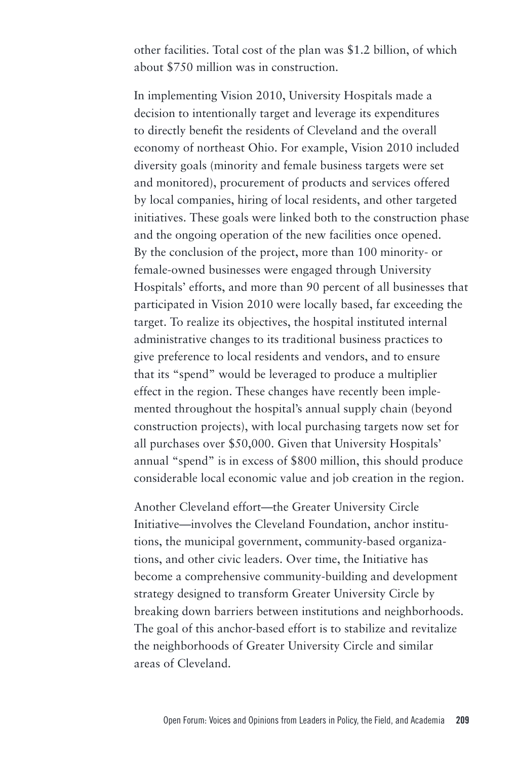other facilities. Total cost of the plan was $1.2 billion, of which about $750 million was in construction.

In implementing Vision 2010, University Hospitals made a decision to intentionally target and leverage its expenditures to directly benefit the residents of Cleveland and the overall economy of northeast Ohio. For example, Vision 2010 included diversity goals (minority and female business targets were set and monitored), procurement of products and services offered by local companies, hiring of local residents, and other targeted initiatives. These goals were linked both to the construction phase and the ongoing operation of the new facilities once opened. By the conclusion of the project, more than 100 minority- or female-owned businesses were engaged through University Hospitals' efforts, and more than 90 percent of all businesses that participated in Vision 2010 were locally based, far exceeding the target. To realize its objectives, the hospital instituted internal administrative changes to its traditional business practices to give preference to local residents and vendors, and to ensure that its "spend" would be leveraged to produce a multiplier effect in the region. These changes have recently been implemented throughout the hospital's annual supply chain (beyond construction projects), with local purchasing targets now set for all purchases over $50,000. Given that University Hospitals' annual "spend" is in excess of $800 million, this should produce considerable local economic value and job creation in the region.

Another Cleveland effort—the Greater University Circle Initiative—involves the Cleveland Foundation, anchor institutions, the municipal government, community-based organizations, and other civic leaders. Over time, the Initiative has become a comprehensive community-building and development strategy designed to transform Greater University Circle by breaking down barriers between institutions and neighborhoods. The goal of this anchor-based effort is to stabilize and revitalize the neighborhoods of Greater University Circle and similar areas of Cleveland.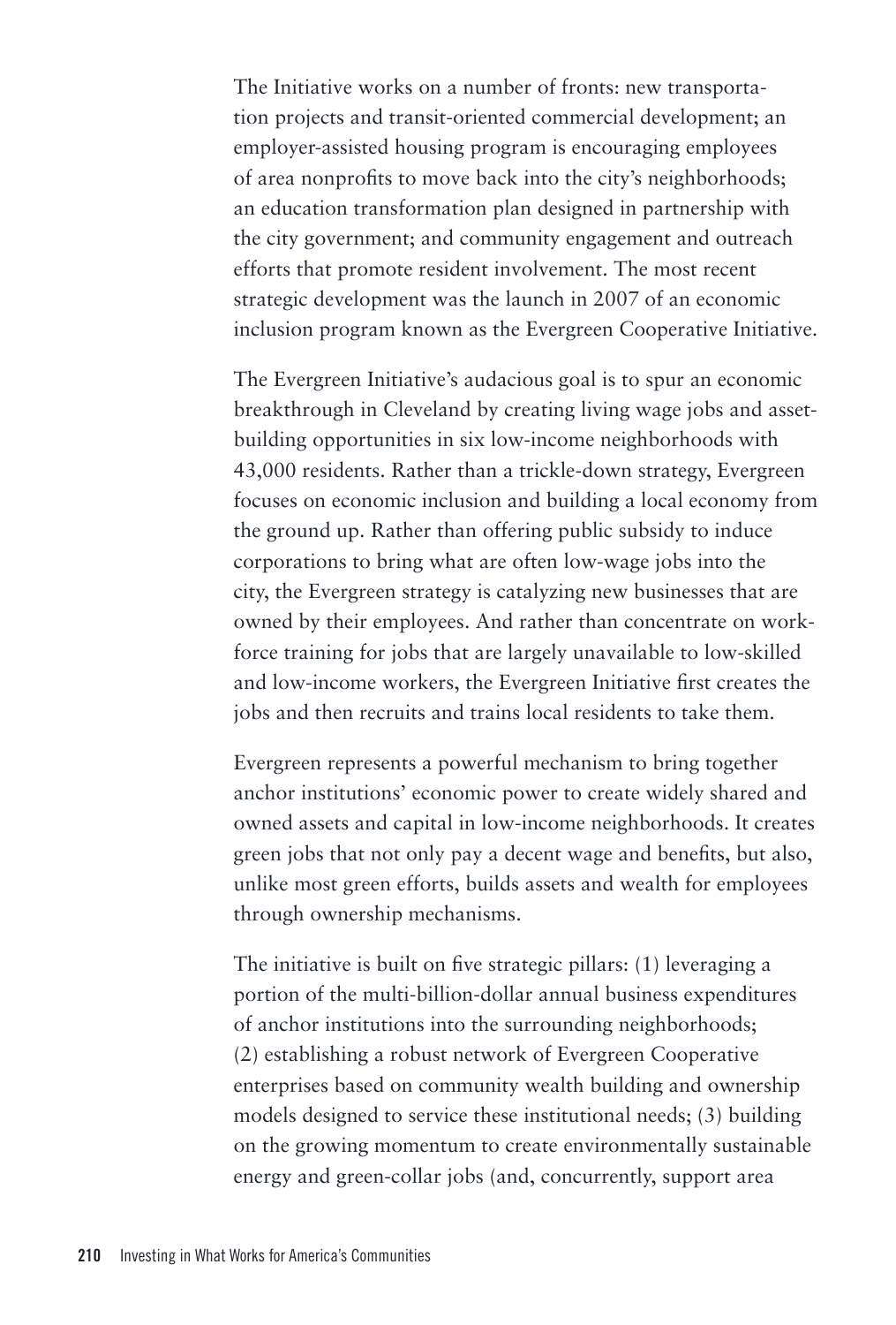The Initiative works on a number of fronts: new transportation projects and transit-oriented commercial development; an employer-assisted housing program is encouraging employees of area nonprofits to move back into the city's neighborhoods; an education transformation plan designed in partnership with the city government; and community engagement and outreach efforts that promote resident involvement. The most recent strategic development was the launch in 2007 of an economic inclusion program known as the Evergreen Cooperative Initiative.

The Evergreen Initiative's audacious goal is to spur an economic breakthrough in Cleveland by creating living wage jobs and asset-building opportunities in six low-income neighborhoods with 43,000 residents. Rather than a trickle-down strategy, Evergreen focuses on economic inclusion and building a local economy from the ground up. Rather than offering public subsidy to induce corporations to bring what are often low-wage jobs into the city, the Evergreen strategy is catalyzing new businesses that are owned by their employees. And rather than concentrate on workforce training for jobs that are largely unavailable to low-skilled and low-income workers, the Evergreen Initiative first creates the jobs and then recruits and trains local residents to take them.

Evergreen represents a powerful mechanism to bring together anchor institutions' economic power to create widely shared and owned assets and capital in low-income neighborhoods. It creates green jobs that not only pay a decent wage and benefits, but also, unlike most green efforts, builds assets and wealth for employees through ownership mechanisms.

The initiative is built on five strategic pillars: (1) leveraging a portion of the multi-billion-dollar annual business expenditures of anchor institutions into the surrounding neighborhoods; (2) establishing a robust network of Evergreen Cooperative enterprises based on community wealth building and ownership models designed to service these institutional needs; (3) building on the growing momentum to create environmentally sustainable energy and green-collar jobs (and, concurrently, support area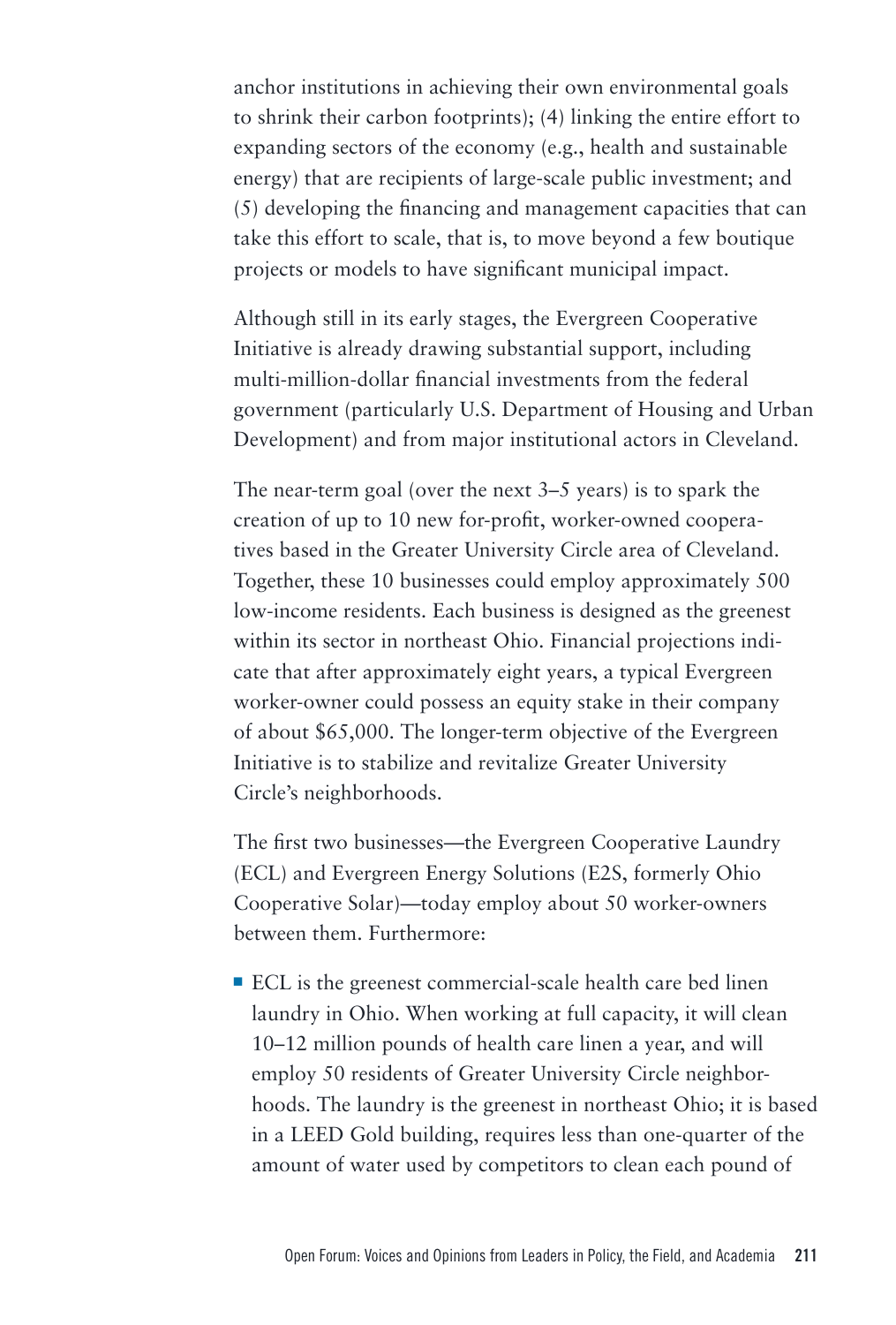anchor institutions in achieving their own environmental goals to shrink their carbon footprints); (4) linking the entire effort to expanding sectors of the economy (e.g., health and sustainable energy) that are recipients of large-scale public investment; and (5) developing the financing and management capacities that can take this effort to scale, that is, to move beyond a few boutique projects or models to have significant municipal impact.

Although still in its early stages, the Evergreen Cooperative Initiative is already drawing substantial support, including multi-million-dollar financial investments from the federal government (particularly U.S. Department of Housing and Urban Development) and from major institutional actors in Cleveland.

The near-term goal (over the next 3–5 years) is to spark the creation of up to 10 new for-profit, worker-owned cooperatives based in the Greater University Circle area of Cleveland. Together, these 10 businesses could employ approximately 500 low-income residents. Each business is designed as the greenest within its sector in northeast Ohio. Financial projections indicate that after approximately eight years, a typical Evergreen worker-owner could possess an equity stake in their company of about $65,000. The longer-term objective of the Evergreen Initiative is to stabilize and revitalize Greater University Circle's neighborhoods.

The first two businesses—the Evergreen Cooperative Laundry (ECL) and Evergreen Energy Solutions (E2S, formerly Ohio Cooperative Solar)—today employ about 50 worker-owners between them. Furthermore:

- ECL is the greenest commercial-scale health care bed linen laundry in Ohio. When working at full capacity, it will clean 10–12 million pounds of health care linen a year, and will employ 50 residents of Greater University Circle neighborhoods. The laundry is the greenest in northeast Ohio; it is based in a LEED Gold building, requires less than one-quarter of the amount of water used by competitors to clean each pound of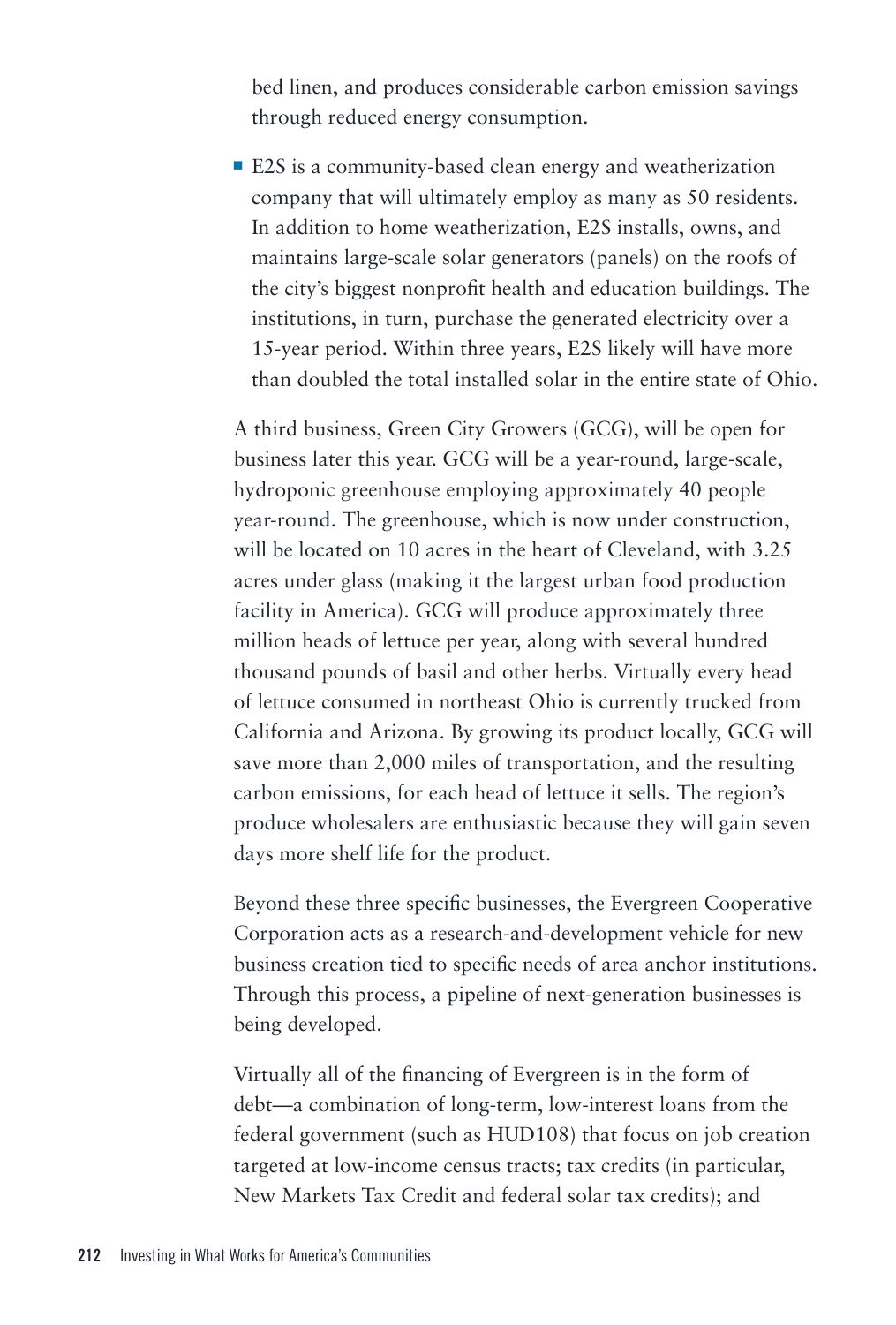bed linen, and produces considerable carbon emission savings through reduced energy consumption.

- E2S is a community-based clean energy and weatherization company that will ultimately employ as many as 50 residents. In addition to home weatherization, E2S installs, owns, and maintains large-scale solar generators (panels) on the roofs of the city's biggest nonprofit health and education buildings. The institutions, in turn, purchase the generated electricity over a 15-year period. Within three years, E2S likely will have more than doubled the total installed solar in the entire state of Ohio.

A third business, Green City Growers (GCG), will be open for business later this year. GCG will be a year-round, large-scale, hydroponic greenhouse employing approximately 40 people year-round. The greenhouse, which is now under construction, will be located on 10 acres in the heart of Cleveland, with 3.25 acres under glass (making it the largest urban food production facility in America). GCG will produce approximately three million heads of lettuce per year, along with several hundred thousand pounds of basil and other herbs. Virtually every head of lettuce consumed in northeast Ohio is currently trucked from California and Arizona. By growing its product locally, GCG will save more than 2,000 miles of transportation, and the resulting carbon emissions, for each head of lettuce it sells. The region's produce wholesalers are enthusiastic because they will gain seven days more shelf life for the product.

Beyond these three specific businesses, the Evergreen Cooperative Corporation acts as a research-and-development vehicle for new business creation tied to specific needs of area anchor institutions. Through this process, a pipeline of next-generation businesses is being developed.

Virtually all of the financing of Evergreen is in the form of debt—a combination of long-term, low-interest loans from the federal government (such as HUD108) that focus on job creation targeted at low-income census tracts; tax credits (in particular, New Markets Tax Credit and federal solar tax credits); and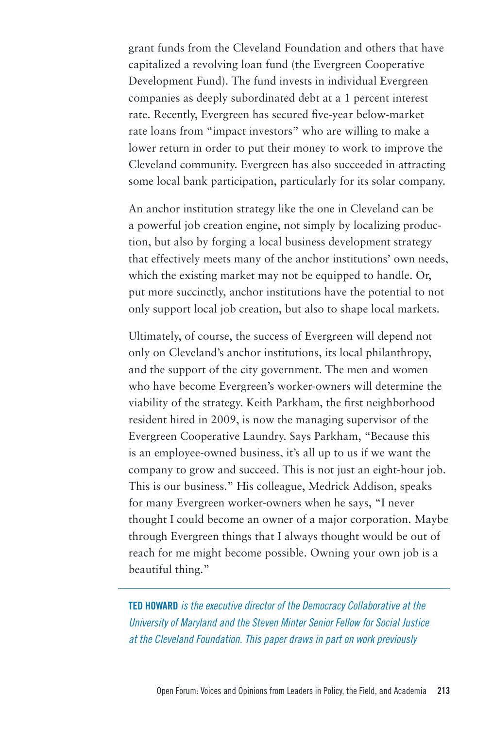grant funds from the Cleveland Foundation and others that have capitalized a revolving loan fund (the Evergreen Cooperative Development Fund). The fund invests in individual Evergreen companies as deeply subordinated debt at a 1 percent interest rate. Recently, Evergreen has secured five-year below-market rate loans from "impact investors" who are willing to make a lower return in order to put their money to work to improve the Cleveland community. Evergreen has also succeeded in attracting some local bank participation, particularly for its solar company.

An anchor institution strategy like the one in Cleveland can be a powerful job creation engine, not simply by localizing production, but also by forging a local business development strategy that effectively meets many of the anchor institutions' own needs, which the existing market may not be equipped to handle. Or, put more succinctly, anchor institutions have the potential to not only support local job creation, but also to shape local markets.

Ultimately, of course, the success of Evergreen will depend not only on Cleveland's anchor institutions, its local philanthropy, and the support of the city government. The men and women who have become Evergreen's worker-owners will determine the viability of the strategy. Keith Parkham, the first neighborhood resident hired in 2009, is now the managing supervisor of the Evergreen Cooperative Laundry. Says Parkham, "Because this is an employee-owned business, it's all up to us if we want the company to grow and succeed. This is not just an eight-hour job. This is our business." His colleague, Medrick Addison, speaks for many Evergreen worker-owners when he says, "I never thought I could become an owner of a major corporation. Maybe through Evergreen things that I always thought would be out of reach for me might become possible. Owning your own job is a beautiful thing."

---

**TED HOWARD** *is the executive director of the Democracy Collaborative at the University of Maryland and the Steven Minter Senior Fellow for Social Justice at the Cleveland Foundation. This paper draws in part on work previously*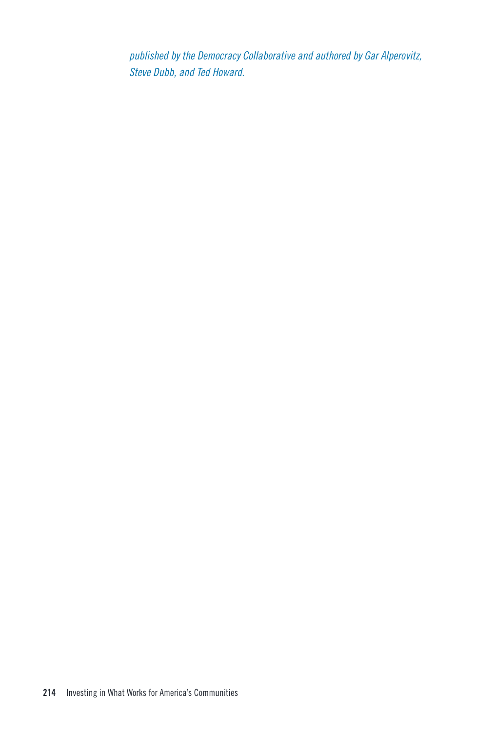*published by the Democracy Collaborative and authored by Gar Alperovitz, Steve Dubb, and Ted Howard.*